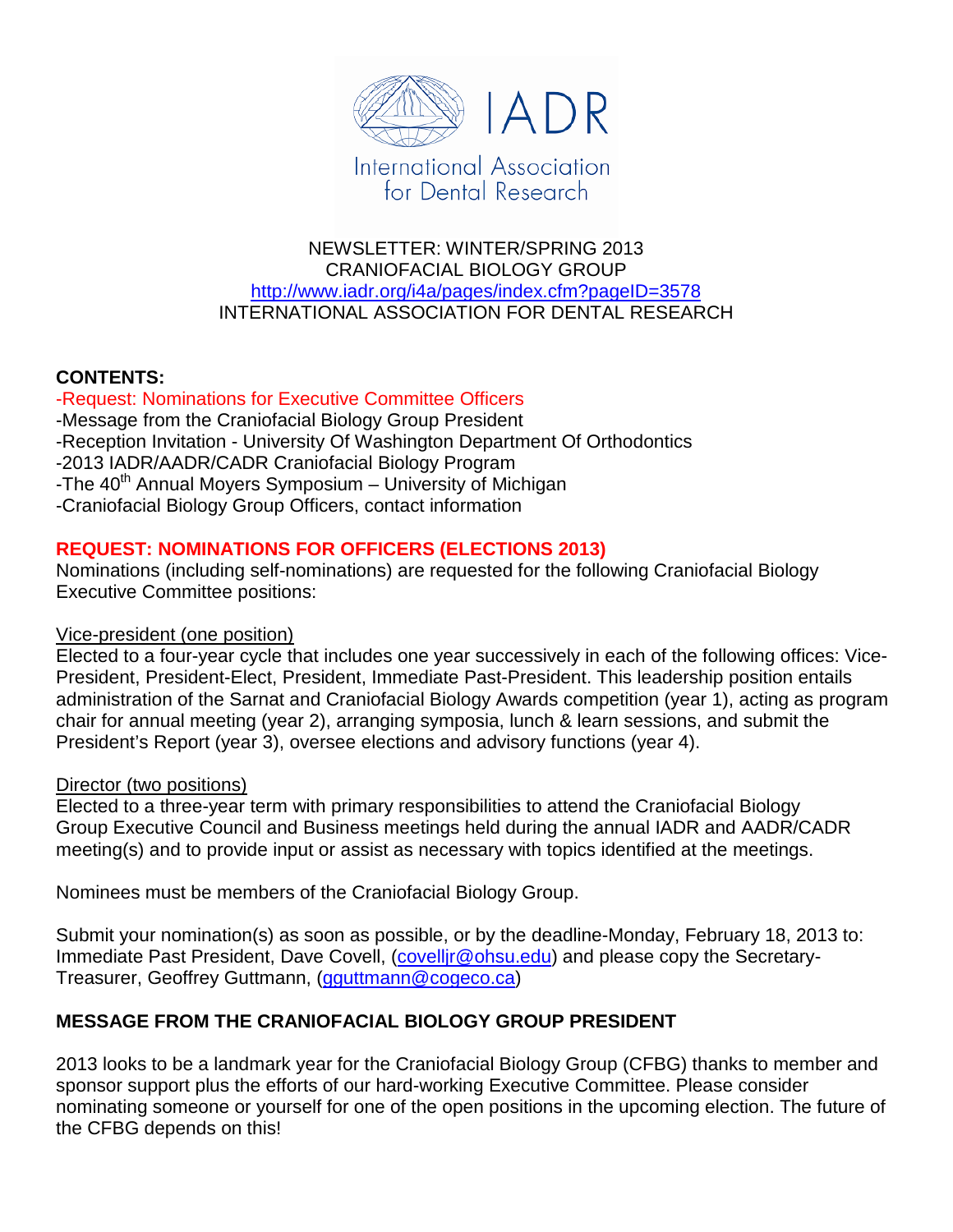IADR

International Association for Dental Research

NEWSLETTER: WINTER/SPRING 2013
CRANIOFACIAL BIOLOGY GROUP
http://www.iadr.org/i4a/pages/index.cfm?pageID=3578
INTERNATIONAL ASSOCIATION FOR DENTAL RESEARCH

**CONTENTS:**

-Request: Nominations for Executive Committee Officers
-Message from the Craniofacial Biology Group President
-Reception Invitation - University Of Washington Department Of Orthodontics
-2013 IADR/AADR/CADR Craniofacial Biology Program
-The 40th Annual Moyers Symposium – University of Michigan
-Craniofacial Biology Group Officers, contact information

## REQUEST: NOMINATIONS FOR OFFICERS (ELECTIONS 2013)

Nominations (including self-nominations) are requested for the following Craniofacial Biology Executive Committee positions:

Vice-president (one position)
Elected to a four-year cycle that includes one year successively in each of the following offices: Vice-President, President-Elect, President, Immediate Past-President. This leadership position entails administration of the Sarnat and Craniofacial Biology Awards competition (year 1), acting as program chair for annual meeting (year 2), arranging symposia, lunch & learn sessions, and submit the President's Report (year 3), oversee elections and advisory functions (year 4).

Director (two positions)
Elected to a three-year term with primary responsibilities to attend the Craniofacial Biology Group Executive Council and Business meetings held during the annual IADR and AADR/CADR meeting(s) and to provide input or assist as necessary with topics identified at the meetings.

Nominees must be members of the Craniofacial Biology Group.

Submit your nomination(s) as soon as possible, or by the deadline-Monday, February 18, 2013 to: Immediate Past President, Dave Covell, (covelljr@ohsu.edu) and please copy the Secretary-Treasurer, Geoffrey Guttmann, (gguttmann@cogeco.ca)

## MESSAGE FROM THE CRANIOFACIAL BIOLOGY GROUP PRESIDENT

2013 looks to be a landmark year for the Craniofacial Biology Group (CFBG) thanks to member and sponsor support plus the efforts of our hard-working Executive Committee. Please consider nominating someone or yourself for one of the open positions in the upcoming election. The future of the CFBG depends on this!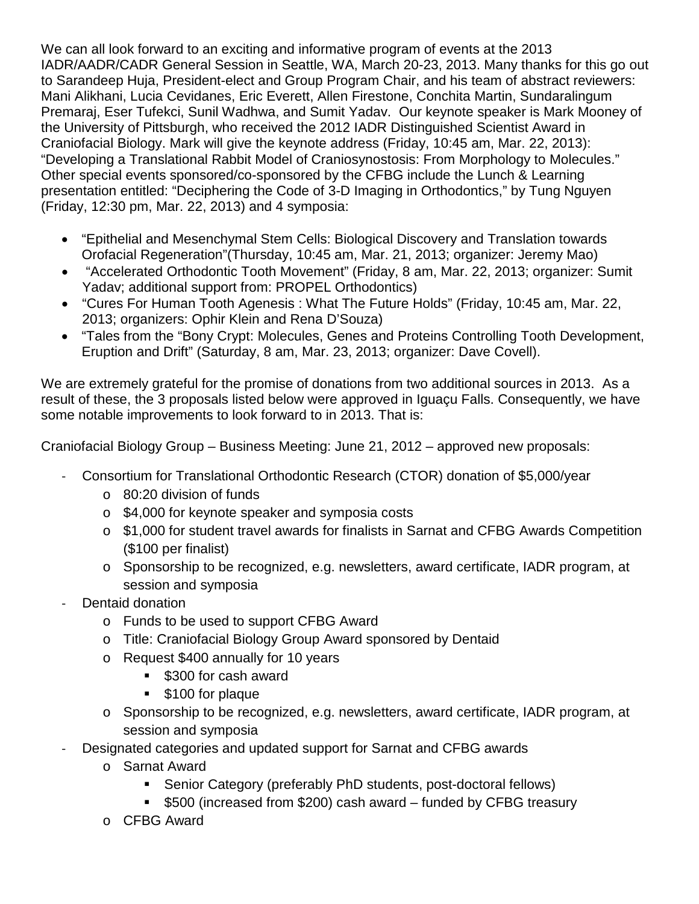We can all look forward to an exciting and informative program of events at the 2013 IADR/AADR/CADR General Session in Seattle, WA, March 20-23, 2013. Many thanks for this go out to Sarandeep Huja, President-elect and Group Program Chair, and his team of abstract reviewers: Mani Alikhani, Lucia Cevidanes, Eric Everett, Allen Firestone, Conchita Martin, Sundaralingum Premaraj, Eser Tufekci, Sunil Wadhwa, and Sumit Yadav. Our keynote speaker is Mark Mooney of the University of Pittsburgh, who received the 2012 IADR Distinguished Scientist Award in Craniofacial Biology. Mark will give the keynote address (Friday, 10:45 am, Mar. 22, 2013): "Developing a Translational Rabbit Model of Craniosynostosis: From Morphology to Molecules." Other special events sponsored/co-sponsored by the CFBG include the Lunch & Learning presentation entitled: "Deciphering the Code of 3-D Imaging in Orthodontics," by Tung Nguyen (Friday, 12:30 pm, Mar. 22, 2013) and 4 symposia:

- "Epithelial and Mesenchymal Stem Cells: Biological Discovery and Translation towards Orofacial Regeneration"(Thursday, 10:45 am, Mar. 21, 2013; organizer: Jeremy Mao)
- "Accelerated Orthodontic Tooth Movement" (Friday, 8 am, Mar. 22, 2013; organizer: Sumit Yadav; additional support from: PROPEL Orthodontics)
- "Cures For Human Tooth Agenesis : What The Future Holds" (Friday, 10:45 am, Mar. 22, 2013; organizers: Ophir Klein and Rena D'Souza)
- "Tales from the "Bony Crypt: Molecules, Genes and Proteins Controlling Tooth Development, Eruption and Drift" (Saturday, 8 am, Mar. 23, 2013; organizer: Dave Covell).

We are extremely grateful for the promise of donations from two additional sources in 2013. As a result of these, the 3 proposals listed below were approved in Iguaçu Falls. Consequently, we have some notable improvements to look forward to in 2013. That is:

Craniofacial Biology Group – Business Meeting: June 21, 2012 – approved new proposals:

- Consortium for Translational Orthodontic Research (CTOR) donation of $5,000/year
  - 80:20 division of funds
  - $4,000 for keynote speaker and symposia costs
  - $1,000 for student travel awards for finalists in Sarnat and CFBG Awards Competition ($100 per finalist)
  - Sponsorship to be recognized, e.g. newsletters, award certificate, IADR program, at session and symposia
- Dentaid donation
  - Funds to be used to support CFBG Award
  - Title: Craniofacial Biology Group Award sponsored by Dentaid
  - Request $400 annually for 10 years
    - $300 for cash award
    - $100 for plaque
  - Sponsorship to be recognized, e.g. newsletters, award certificate, IADR program, at session and symposia
- Designated categories and updated support for Sarnat and CFBG awards
  - Sarnat Award
    - Senior Category (preferably PhD students, post-doctoral fellows)
    - $500 (increased from $200) cash award – funded by CFBG treasury
  - CFBG Award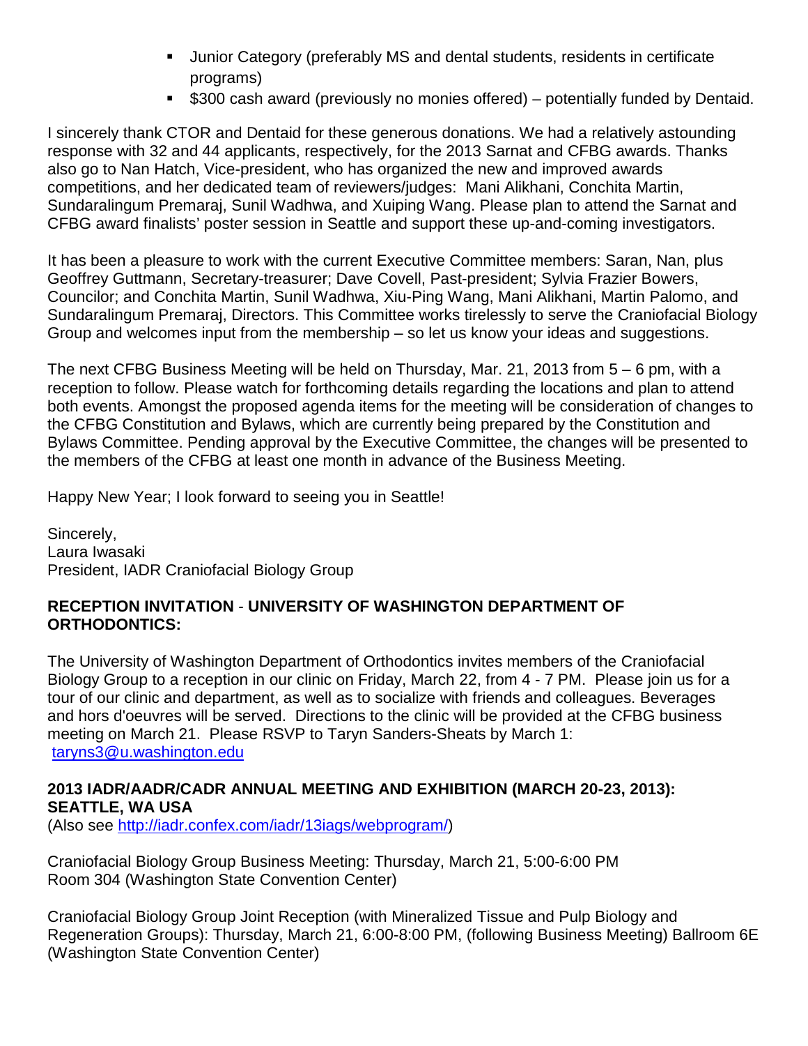- Junior Category (preferably MS and dental students, residents in certificate programs)
- $300 cash award (previously no monies offered) – potentially funded by Dentaid.

I sincerely thank CTOR and Dentaid for these generous donations. We had a relatively astounding response with 32 and 44 applicants, respectively, for the 2013 Sarnat and CFBG awards. Thanks also go to Nan Hatch, Vice-president, who has organized the new and improved awards competitions, and her dedicated team of reviewers/judges: Mani Alikhani, Conchita Martin, Sundaralingum Premaraj, Sunil Wadhwa, and Xuiping Wang. Please plan to attend the Sarnat and CFBG award finalists' poster session in Seattle and support these up-and-coming investigators.

It has been a pleasure to work with the current Executive Committee members: Saran, Nan, plus Geoffrey Guttmann, Secretary-treasurer; Dave Covell, Past-president; Sylvia Frazier Bowers, Councilor; and Conchita Martin, Sunil Wadhwa, Xiu-Ping Wang, Mani Alikhani, Martin Palomo, and Sundaralingum Premaraj, Directors. This Committee works tirelessly to serve the Craniofacial Biology Group and welcomes input from the membership – so let us know your ideas and suggestions.

The next CFBG Business Meeting will be held on Thursday, Mar. 21, 2013 from 5 – 6 pm, with a reception to follow. Please watch for forthcoming details regarding the locations and plan to attend both events. Amongst the proposed agenda items for the meeting will be consideration of changes to the CFBG Constitution and Bylaws, which are currently being prepared by the Constitution and Bylaws Committee. Pending approval by the Executive Committee, the changes will be presented to the members of the CFBG at least one month in advance of the Business Meeting.

Happy New Year; I look forward to seeing you in Seattle!

Sincerely,
Laura Iwasaki
President, IADR Craniofacial Biology Group

**RECEPTION INVITATION - UNIVERSITY OF WASHINGTON DEPARTMENT OF ORTHODONTICS:**

The University of Washington Department of Orthodontics invites members of the Craniofacial Biology Group to a reception in our clinic on Friday, March 22, from 4 - 7 PM. Please join us for a tour of our clinic and department, as well as to socialize with friends and colleagues. Beverages and hors d'oeuvres will be served. Directions to the clinic will be provided at the CFBG business meeting on March 21. Please RSVP to Taryn Sanders-Sheats by March 1: [taryns3@u.washington.edu](mailto:taryns3@u.washington.edu)

**2013 IADR/AADR/CADR ANNUAL MEETING AND EXHIBITION (MARCH 20-23, 2013): SEATTLE, WA USA**
(Also see [http://iadr.confex.com/iadr/13iags/webprogram/](http://iadr.confex.com/iadr/13iags/webprogram/))

Craniofacial Biology Group Business Meeting: Thursday, March 21, 5:00-6:00 PM
Room 304 (Washington State Convention Center)

Craniofacial Biology Group Joint Reception (with Mineralized Tissue and Pulp Biology and Regeneration Groups): Thursday, March 21, 6:00-8:00 PM, (following Business Meeting) Ballroom 6E (Washington State Convention Center)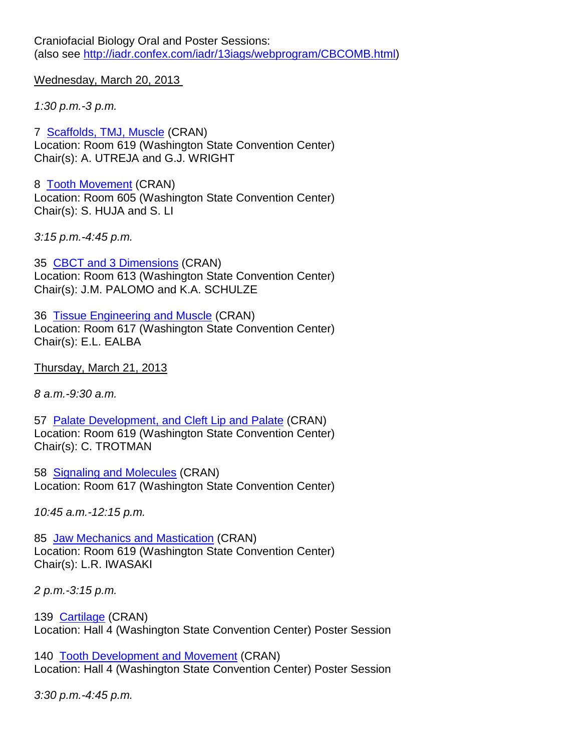Craniofacial Biology Oral and Poster Sessions:
(also see [http://iadr.confex.com/iadr/13iags/webprogram/CBCOMB.html](http://iadr.confex.com/iadr/13iags/webprogram/CBCOMB.html))

<u>Wednesday, March 20, 2013</u>

*1:30 p.m.-3 p.m.*

7 [Scaffolds, TMJ, Muscle]() (CRAN)
Location: Room 619 (Washington State Convention Center)
Chair(s): A. UTREJA and G.J. WRIGHT

8 [Tooth Movement]() (CRAN)
Location: Room 605 (Washington State Convention Center)
Chair(s): S. HUJA and S. LI

*3:15 p.m.-4:45 p.m.*

35 [CBCT and 3 Dimensions]() (CRAN)
Location: Room 613 (Washington State Convention Center)
Chair(s): J.M. PALOMO and K.A. SCHULZE

36 [Tissue Engineering and Muscle]() (CRAN)
Location: Room 617 (Washington State Convention Center)
Chair(s): E.L. EALBA

<u>Thursday, March 21, 2013</u>

*8 a.m.-9:30 a.m.*

57 [Palate Development, and Cleft Lip and Palate]() (CRAN)
Location: Room 619 (Washington State Convention Center)
Chair(s): C. TROTMAN

58 [Signaling and Molecules]() (CRAN)
Location: Room 617 (Washington State Convention Center)

*10:45 a.m.-12:15 p.m.*

85 [Jaw Mechanics and Mastication]() (CRAN)
Location: Room 619 (Washington State Convention Center)
Chair(s): L.R. IWASAKI

*2 p.m.-3:15 p.m.*

139 [Cartilage]() (CRAN)
Location: Hall 4 (Washington State Convention Center) Poster Session

140 [Tooth Development and Movement]() (CRAN)
Location: Hall 4 (Washington State Convention Center) Poster Session

*3:30 p.m.-4:45 p.m.*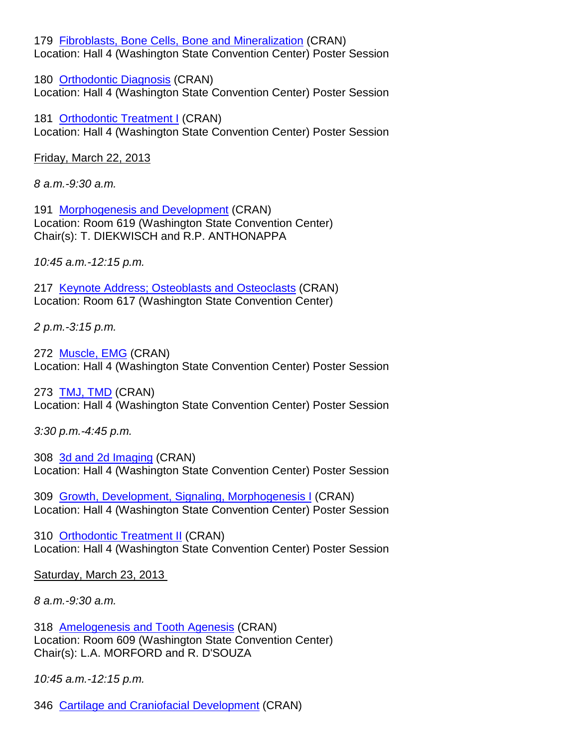179 [Fibroblasts, Bone Cells, Bone and Mineralization] (CRAN)
Location: Hall 4 (Washington State Convention Center) Poster Session

180 [Orthodontic Diagnosis] (CRAN)
Location: Hall 4 (Washington State Convention Center) Poster Session

181 [Orthodontic Treatment I] (CRAN)
Location: Hall 4 (Washington State Convention Center) Poster Session

Friday, March 22, 2013

*8 a.m.-9:30 a.m.*

191 [Morphogenesis and Development] (CRAN)
Location: Room 619 (Washington State Convention Center)
Chair(s): T. DIEKWISCH and R.P. ANTHONAPPA

*10:45 a.m.-12:15 p.m.*

217 [Keynote Address; Osteoblasts and Osteoclasts] (CRAN)
Location: Room 617 (Washington State Convention Center)

*2 p.m.-3:15 p.m.*

272 [Muscle, EMG] (CRAN)
Location: Hall 4 (Washington State Convention Center) Poster Session

273 [TMJ, TMD] (CRAN)
Location: Hall 4 (Washington State Convention Center) Poster Session

*3:30 p.m.-4:45 p.m.*

308 [3d and 2d Imaging] (CRAN)
Location: Hall 4 (Washington State Convention Center) Poster Session

309 [Growth, Development, Signaling, Morphogenesis I] (CRAN)
Location: Hall 4 (Washington State Convention Center) Poster Session

310 [Orthodontic Treatment II] (CRAN)
Location: Hall 4 (Washington State Convention Center) Poster Session

Saturday, March 23, 2013

*8 a.m.-9:30 a.m.*

318 [Amelogenesis and Tooth Agenesis] (CRAN)
Location: Room 609 (Washington State Convention Center)
Chair(s): L.A. MORFORD and R. D'SOUZA

*10:45 a.m.-12:15 p.m.*

346 [Cartilage and Craniofacial Development] (CRAN)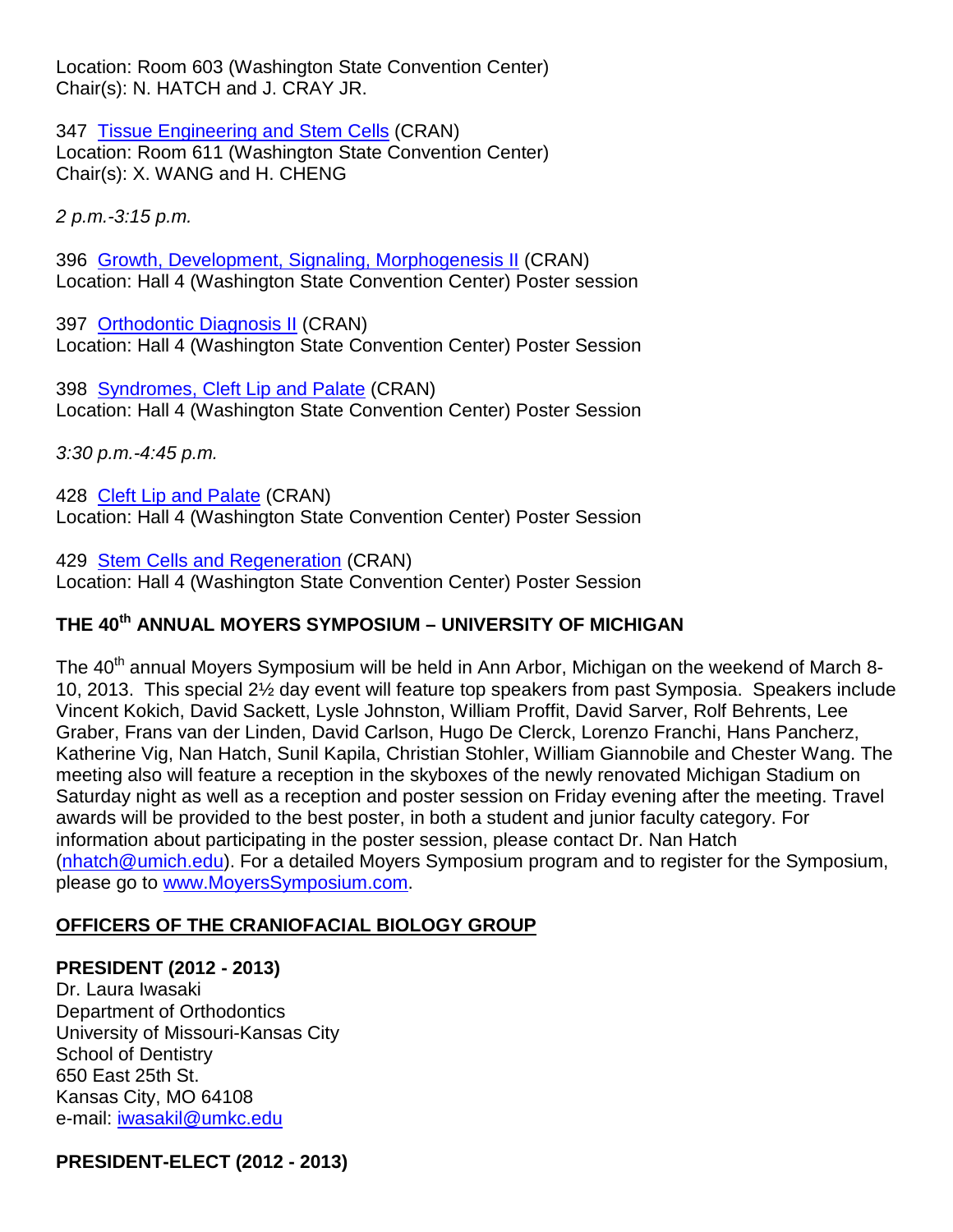Location: Room 603 (Washington State Convention Center)
Chair(s): N. HATCH and J. CRAY JR.

347 [Tissue Engineering and Stem Cells] (CRAN)
Location: Room 611 (Washington State Convention Center)
Chair(s): X. WANG and H. CHENG

*2 p.m.-3:15 p.m.*

396 [Growth, Development, Signaling, Morphogenesis II] (CRAN)
Location: Hall 4 (Washington State Convention Center) Poster session

397 [Orthodontic Diagnosis II] (CRAN)
Location: Hall 4 (Washington State Convention Center) Poster Session

398 [Syndromes, Cleft Lip and Palate] (CRAN)
Location: Hall 4 (Washington State Convention Center) Poster Session

*3:30 p.m.-4:45 p.m.*

428 [Cleft Lip and Palate] (CRAN)
Location: Hall 4 (Washington State Convention Center) Poster Session

429 [Stem Cells and Regeneration] (CRAN)
Location: Hall 4 (Washington State Convention Center) Poster Session

## THE 40th ANNUAL MOYERS SYMPOSIUM – UNIVERSITY OF MICHIGAN

The 40th annual Moyers Symposium will be held in Ann Arbor, Michigan on the weekend of March 8-10, 2013. This special 2½ day event will feature top speakers from past Symposia. Speakers include Vincent Kokich, David Sackett, Lysle Johnston, William Proffit, David Sarver, Rolf Behrents, Lee Graber, Frans van der Linden, David Carlson, Hugo De Clerck, Lorenzo Franchi, Hans Pancherz, Katherine Vig, Nan Hatch, Sunil Kapila, Christian Stohler, William Giannobile and Chester Wang. The meeting also will feature a reception in the skyboxes of the newly renovated Michigan Stadium on Saturday night as well as a reception and poster session on Friday evening after the meeting. Travel awards will be provided to the best poster, in both a student and junior faculty category. For information about participating in the poster session, please contact Dr. Nan Hatch (nhatch@umich.edu). For a detailed Moyers Symposium program and to register for the Symposium, please go to www.MoyersSymposium.com.

## OFFICERS OF THE CRANIOFACIAL BIOLOGY GROUP

**PRESIDENT (2012 - 2013)**
Dr. Laura Iwasaki
Department of Orthodontics
University of Missouri-Kansas City
School of Dentistry
650 East 25th St.
Kansas City, MO 64108
e-mail: iwasakil@umkc.edu

**PRESIDENT-ELECT (2012 - 2013)**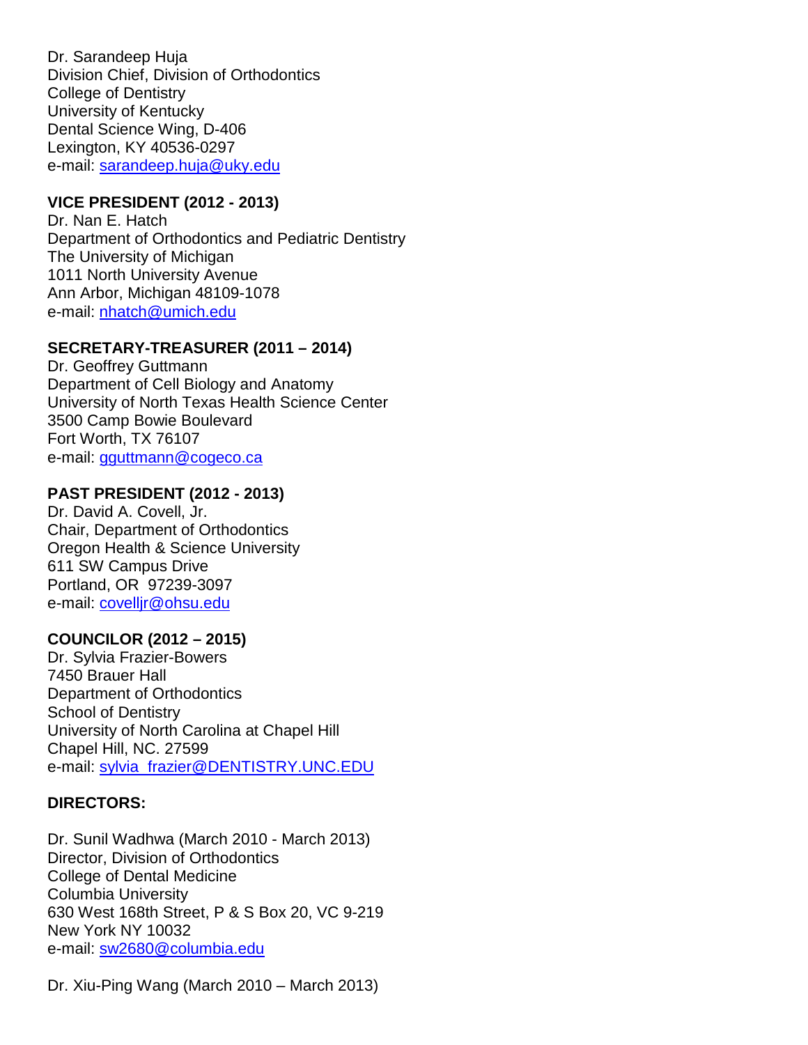Dr. Sarandeep Huja
Division Chief, Division of Orthodontics
College of Dentistry
University of Kentucky
Dental Science Wing, D-406
Lexington, KY 40536-0297
e-mail: sarandeep.huja@uky.edu

**VICE PRESIDENT (2012 - 2013)**
Dr. Nan E. Hatch
Department of Orthodontics and Pediatric Dentistry
The University of Michigan
1011 North University Avenue
Ann Arbor, Michigan 48109-1078
e-mail: nhatch@umich.edu

**SECRETARY-TREASURER (2011 – 2014)**
Dr. Geoffrey Guttmann
Department of Cell Biology and Anatomy
University of North Texas Health Science Center
3500 Camp Bowie Boulevard
Fort Worth, TX 76107
e-mail: gguttmann@cogeco.ca

**PAST PRESIDENT (2012 - 2013)**
Dr. David A. Covell, Jr.
Chair, Department of Orthodontics
Oregon Health & Science University
611 SW Campus Drive
Portland, OR 97239-3097
e-mail: covelljr@ohsu.edu

**COUNCILOR (2012 – 2015)**
Dr. Sylvia Frazier-Bowers
7450 Brauer Hall
Department of Orthodontics
School of Dentistry
University of North Carolina at Chapel Hill
Chapel Hill, NC. 27599
e-mail: sylvia_frazier@DENTISTRY.UNC.EDU

**DIRECTORS:**

Dr. Sunil Wadhwa (March 2010 - March 2013)
Director, Division of Orthodontics
College of Dental Medicine
Columbia University
630 West 168th Street, P & S Box 20, VC 9-219
New York NY 10032
e-mail: sw2680@columbia.edu

Dr. Xiu-Ping Wang (March 2010 – March 2013)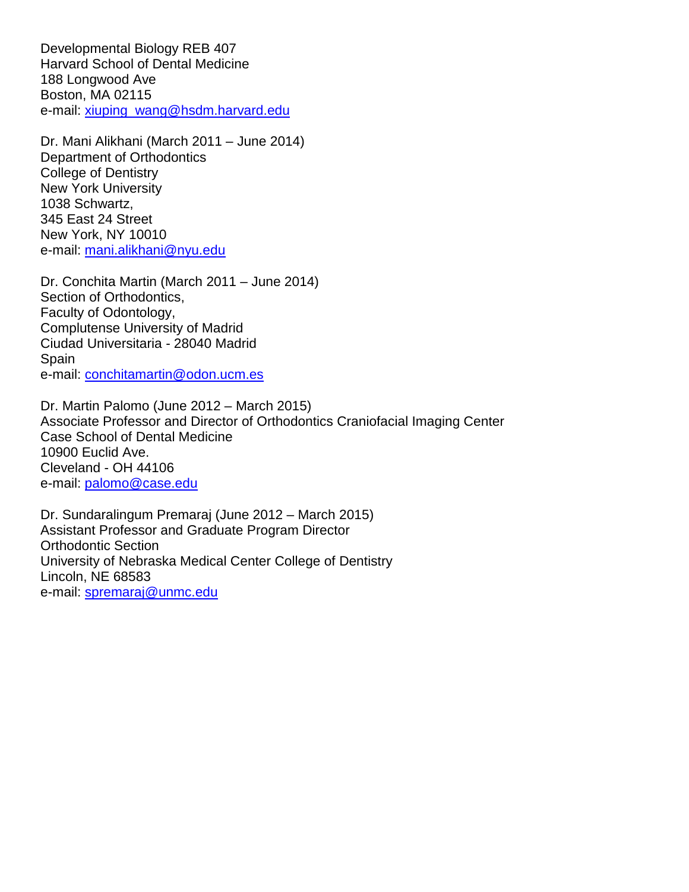Developmental Biology REB 407
Harvard School of Dental Medicine
188 Longwood Ave
Boston, MA 02115
e-mail: xiuping_wang@hsdm.harvard.edu

Dr. Mani Alikhani (March 2011 – June 2014)
Department of Orthodontics
College of Dentistry
New York University
1038 Schwartz,
345 East 24 Street
New York, NY 10010
e-mail: mani.alikhani@nyu.edu

Dr. Conchita Martin (March 2011 – June 2014)
Section of Orthodontics,
Faculty of Odontology,
Complutense University of Madrid
Ciudad Universitaria - 28040 Madrid
Spain
e-mail: conchitamartin@odon.ucm.es

Dr. Martin Palomo (June 2012 – March 2015)
Associate Professor and Director of Orthodontics Craniofacial Imaging Center
Case School of Dental Medicine
10900 Euclid Ave.
Cleveland - OH 44106
e-mail: palomo@case.edu

Dr. Sundaralingum Premaraj (June 2012 – March 2015)
Assistant Professor and Graduate Program Director
Orthodontic Section
University of Nebraska Medical Center College of Dentistry
Lincoln, NE 68583
e-mail: spremaraj@unmc.edu